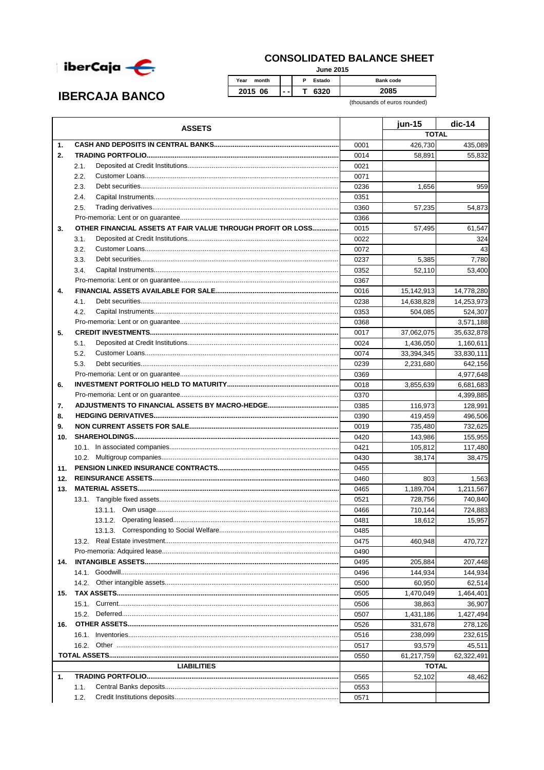iberCaja

# IBERCAJA BANCO

## CONSOLIDATED BALANCE SHEET

**June 2015**

| Year month | | P Estado | Bank code |
|---|---|---|---|
| 2015 06 | - - | T 6320 | 2085 |

(thousands of euros rounded)

| ASSETS | | jun-15 | dic-14 |
|---|---|---|---|
| | | TOTAL | |
| **1. CASH AND DEPOSITS IN CENTRAL BANKS** | 0001 | 426,730 | 435,089 |
| **2. TRADING PORTFOLIO** | 0014 | 58,891 | 55,832 |
| 2.1. Deposited at Credit Institutions | 0021 | | |
| 2.2. Customer Loans | 0071 | | |
| 2.3. Debt securities | 0236 | 1,656 | 959 |
| 2.4. Capital Instruments | 0351 | | |
| 2.5. Trading derivatives | 0360 | 57,235 | 54,873 |
| Pro-memoria: Lent or on guarantee | 0366 | | |
| **3. OTHER FINANCIAL ASSETS AT FAIR VALUE THROUGH PROFIT OR LOSS** | 0015 | 57,495 | 61,547 |
| 3.1. Deposited at Credit Institutions | 0022 | | 324 |
| 3.2. Customer Loans | 0072 | | 43 |
| 3.3. Debt securities | 0237 | 5,385 | 7,780 |
| 3.4. Capital Instruments | 0352 | 52,110 | 53,400 |
| Pro-memoria: Lent or on guarantee | 0367 | | |
| **4. FINANCIAL ASSETS AVAILABLE FOR SALE** | 0016 | 15,142,913 | 14,778,280 |
| 4.1. Debt securities | 0238 | 14,638,828 | 14,253,973 |
| 4.2. Capital Instruments | 0353 | 504,085 | 524,307 |
| Pro-memoria: Lent or on guarantee | 0368 | | 3,571,188 |
| **5. CREDIT INVESTMENTS** | 0017 | 37,062,075 | 35,632,878 |
| 5.1. Deposited at Credit Institutions | 0024 | 1,436,050 | 1,160,611 |
| 5.2. Customer Loans | 0074 | 33,394,345 | 33,830,111 |
| 5.3. Debt securities | 0239 | 2,231,680 | 642,156 |
| Pro-memoria: Lent or on guarantee | 0369 | | 4,977,648 |
| **6. INVESTMENT PORTFOLIO HELD TO MATURITY** | 0018 | 3,855,639 | 6,681,683 |
| Pro-memoria: Lent or on guarantee | 0370 | | 4,399,885 |
| **7. ADJUSTMENTS TO FINANCIAL ASSETS BY MACRO-HEDGE** | 0385 | 116,973 | 128,991 |
| **8. HEDGING DERIVATIVES** | 0390 | 419,459 | 496,506 |
| **9. NON CURRENT ASSETS FOR SALE** | 0019 | 735,480 | 732,625 |
| **10. SHAREHOLDINGS** | 0420 | 143,986 | 155,955 |
| 10.1. In associated companies | 0421 | 105,812 | 117,480 |
| 10.2. Multigroup companies | 0430 | 38,174 | 38,475 |
| **11. PENSION LINKED INSURANCE CONTRACTS** | 0455 | | |
| **12. REINSURANCE ASSETS** | 0460 | 803 | 1,563 |
| **13. MATERIAL ASSETS** | 0465 | 1,189,704 | 1,211,567 |
| 13.1. Tangible fixed assets | 0521 | 728,756 | 740,840 |
| 13.1.1. Own usage | 0466 | 710,144 | 724,883 |
| 13.1.2. Operating leased | 0481 | 18,612 | 15,957 |
| 13.1.3. Corresponding to Social Welfare | 0485 | | |
| 13.2. Real Estate investment | 0475 | 460,948 | 470,727 |
| Pro-memoria: Adquired lease | 0490 | | |
| **14. INTANGIBLE ASSETS** | 0495 | 205,884 | 207,448 |
| 14.1. Goodwill | 0496 | 144,934 | 144,934 |
| 14.2. Other intangible assets | 0500 | 60,950 | 62,514 |
| **15. TAX ASSETS** | 0505 | 1,470,049 | 1,464,401 |
| 15.1. Current | 0506 | 38,863 | 36,907 |
| 15.2. Deferred | 0507 | 1,431,186 | 1,427,494 |
| **16. OTHER ASSETS** | 0526 | 331,678 | 278,126 |
| 16.1. Inventories | 0516 | 238,099 | 232,615 |
| 16.2. Other | 0517 | 93,579 | 45,511 |
| **TOTAL ASSETS** | 0550 | 61,217,759 | 62,322,491 |
| **LIABILITIES** | | TOTAL | |
| **1. TRADING PORTFOLIO** | 0565 | 52,102 | 48,462 |
| 1.1. Central Banks deposits | 0553 | | |
| 1.2. Credit Institutions deposits | 0571 | | |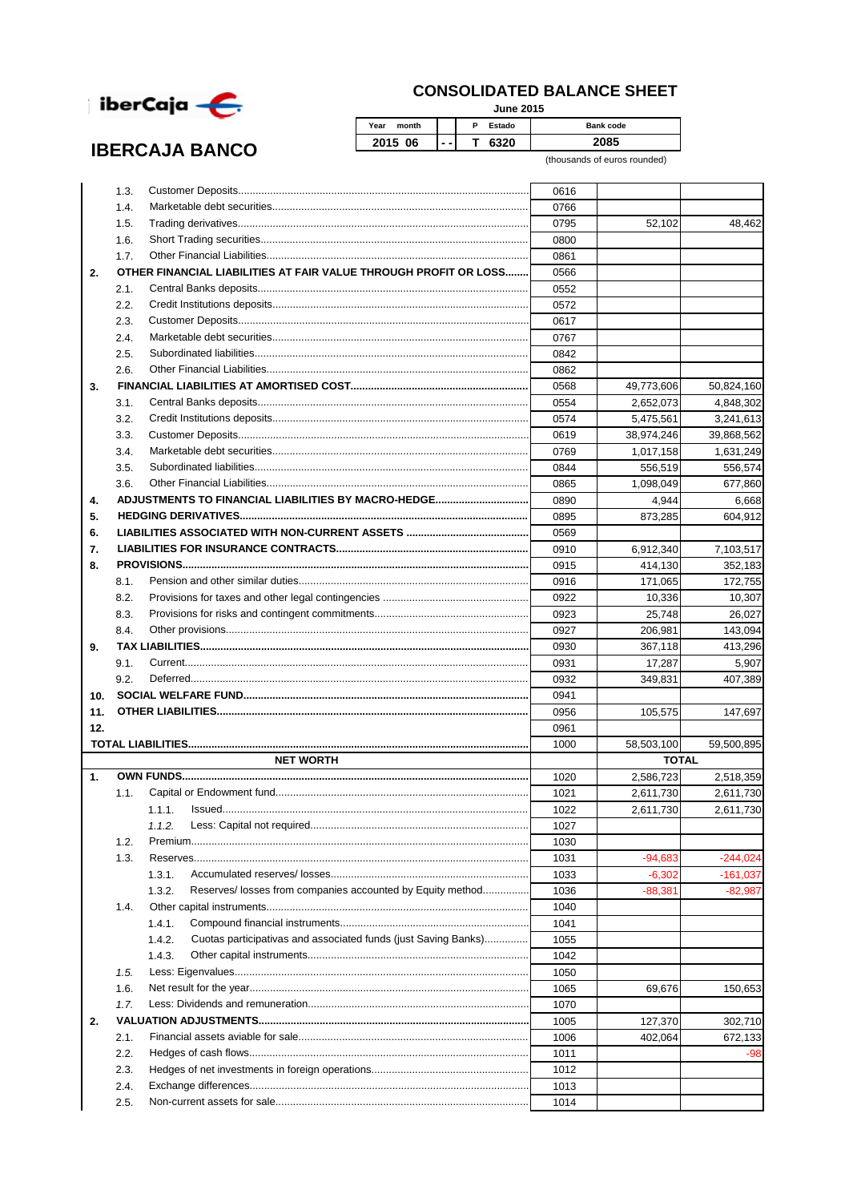# CONSOLIDATED BALANCE SHEET

**June 2015**

## IBERCAJA BANCO

| Year month | | P Estado | Bank code |
|---|---|---|---|
| 2015 06 | - - | T 6320 | 2085 |

(thousands of euros rounded)

| | | Code | | |
|---|---|---|---|---|
| | 1.3. Customer Deposits | 0616 | | |
| | 1.4. Marketable debt securities | 0766 | | |
| | 1.5. Trading derivatives | 0795 | 52,102 | 48,462 |
| | 1.6. Short Trading securities | 0800 | | |
| | 1.7. Other Financial Liabilities | 0861 | | |
| **2.** | **OTHER FINANCIAL LIABILITIES AT FAIR VALUE THROUGH PROFIT OR LOSS** | 0566 | | |
| | 2.1. Central Banks deposits | 0552 | | |
| | 2.2. Credit Institutions deposits | 0572 | | |
| | 2.3. Customer Deposits | 0617 | | |
| | 2.4. Marketable debt securities | 0767 | | |
| | 2.5. Subordinated liabilities | 0842 | | |
| | 2.6. Other Financial Liabilities | 0862 | | |
| **3.** | **FINANCIAL LIABILITIES AT AMORTISED COST** | 0568 | 49,773,606 | 50,824,160 |
| | 3.1. Central Banks deposits | 0554 | 2,652,073 | 4,848,302 |
| | 3.2. Credit Institutions deposits | 0574 | 5,475,561 | 3,241,613 |
| | 3.3. Customer Deposits | 0619 | 38,974,246 | 39,868,562 |
| | 3.4. Marketable debt securities | 0769 | 1,017,158 | 1,631,249 |
| | 3.5. Subordinated liabilities | 0844 | 556,519 | 556,574 |
| | 3.6. Other Financial Liabilities | 0865 | 1,098,049 | 677,860 |
| **4.** | **ADJUSTMENTS TO FINANCIAL LIABILITIES BY MACRO-HEDGE** | 0890 | 4,944 | 6,668 |
| **5.** | **HEDGING DERIVATIVES** | 0895 | 873,285 | 604,912 |
| **6.** | **LIABILITIES ASSOCIATED WITH NON-CURRENT ASSETS** | 0569 | | |
| **7.** | **LIABILITIES FOR INSURANCE CONTRACTS** | 0910 | 6,912,340 | 7,103,517 |
| **8.** | **PROVISIONS** | 0915 | 414,130 | 352,183 |
| | 8.1. Pension and other similar duties | 0916 | 171,065 | 172,755 |
| | 8.2. Provisions for taxes and other legal contingencies | 0922 | 10,336 | 10,307 |
| | 8.3. Provisions for risks and contingent commitments | 0923 | 25,748 | 26,027 |
| | 8.4. Other provisions | 0927 | 206,981 | 143,094 |
| **9.** | **TAX LIABILITIES** | 0930 | 367,118 | 413,296 |
| | 9.1. Current | 0931 | 17,287 | 5,907 |
| | 9.2. Deferred | 0932 | 349,831 | 407,389 |
| **10.** | **SOCIAL WELFARE FUND** | 0941 | | |
| **11.** | **OTHER LIABILITIES** | 0956 | 105,575 | 147,697 |
| **12.** | | 0961 | | |
| **TOTAL LIABILITIES** | | 1000 | 58,503,100 | 59,500,895 |
| | **NET WORTH** | | **TOTAL** | |
| **1.** | **OWN FUNDS** | 1020 | 2,586,723 | 2,518,359 |
| | 1.1. Capital or Endowment fund | 1021 | 2,611,730 | 2,611,730 |
| | 1.1.1. Issued | 1022 | 2,611,730 | 2,611,730 |
| | *1.1.2.* Less: Capital not required | 1027 | | |
| | 1.2. Premium | 1030 | | |
| | 1.3. Reserves | 1031 | -94,683 | -244,024 |
| | 1.3.1. Accumulated reserves/ losses | 1033 | -6,302 | -161,037 |
| | 1.3.2. Reserves/ losses from companies accounted by Equity method | 1036 | -88,381 | -82,987 |
| | 1.4. Other capital instruments | 1040 | | |
| | 1.4.1. Compound financial instruments | 1041 | | |
| | 1.4.2. Cuotas participativas and associated funds (just Saving Banks) | 1055 | | |
| | 1.4.3. Other capital instruments | 1042 | | |
| | *1.5.* Less: Eigenvalues | 1050 | | |
| | 1.6. Net result for the year | 1065 | 69,676 | 150,653 |
| | *1.7.* Less: Dividends and remuneration | 1070 | | |
| **2.** | **VALUATION ADJUSTMENTS** | 1005 | 127,370 | 302,710 |
| | 2.1. Financial assets aviable for sale | 1006 | 402,064 | 672,133 |
| | 2.2. Hedges of cash flows | 1011 | | -98 |
| | 2.3. Hedges of net investments in foreign operations | 1012 | | |
| | 2.4. Exchange differences | 1013 | | |
| | 2.5. Non-current assets for sale | 1014 | | |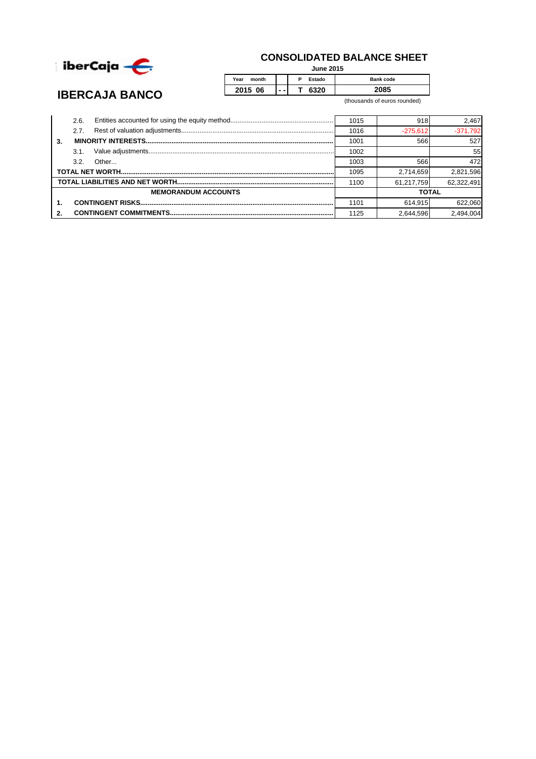# CONSOLIDATED BALANCE SHEET

**June 2015**

| Year month | | P Estado | Bank code |
|---|---|---|---|
| 2015 06 | - - | T 6320 | 2085 |

## IBERCAJA BANCO

(thousands of euros rounded)

| | | | | |
|---|---|---|---|---|
| 2.6. | Entities accounted for using the equity method | 1015 | 918 | 2,467 |
| 2.7. | Rest of valuation adjustments | 1016 | -275,612 | -371,792 |
| **3.** | **MINORITY INTERESTS** | 1001 | 566 | 527 |
| 3.1. | Value adjustments | 1002 | | 55 |
| 3.2. | Other... | 1003 | 566 | 472 |
| **TOTAL NET WORTH** | | 1095 | 2,714,659 | 2,821,596 |
| **TOTAL LIABILITIES AND NET WORTH** | | 1100 | 61,217,759 | 62,322,491 |
| **MEMORANDUM ACCOUNTS** | | | **TOTAL** | |
| **1.** | **CONTINGENT RISKS** | 1101 | 614,915 | 622,060 |
| **2.** | **CONTINGENT COMMITMENTS** | 1125 | 2,644,596 | 2,494,004 |